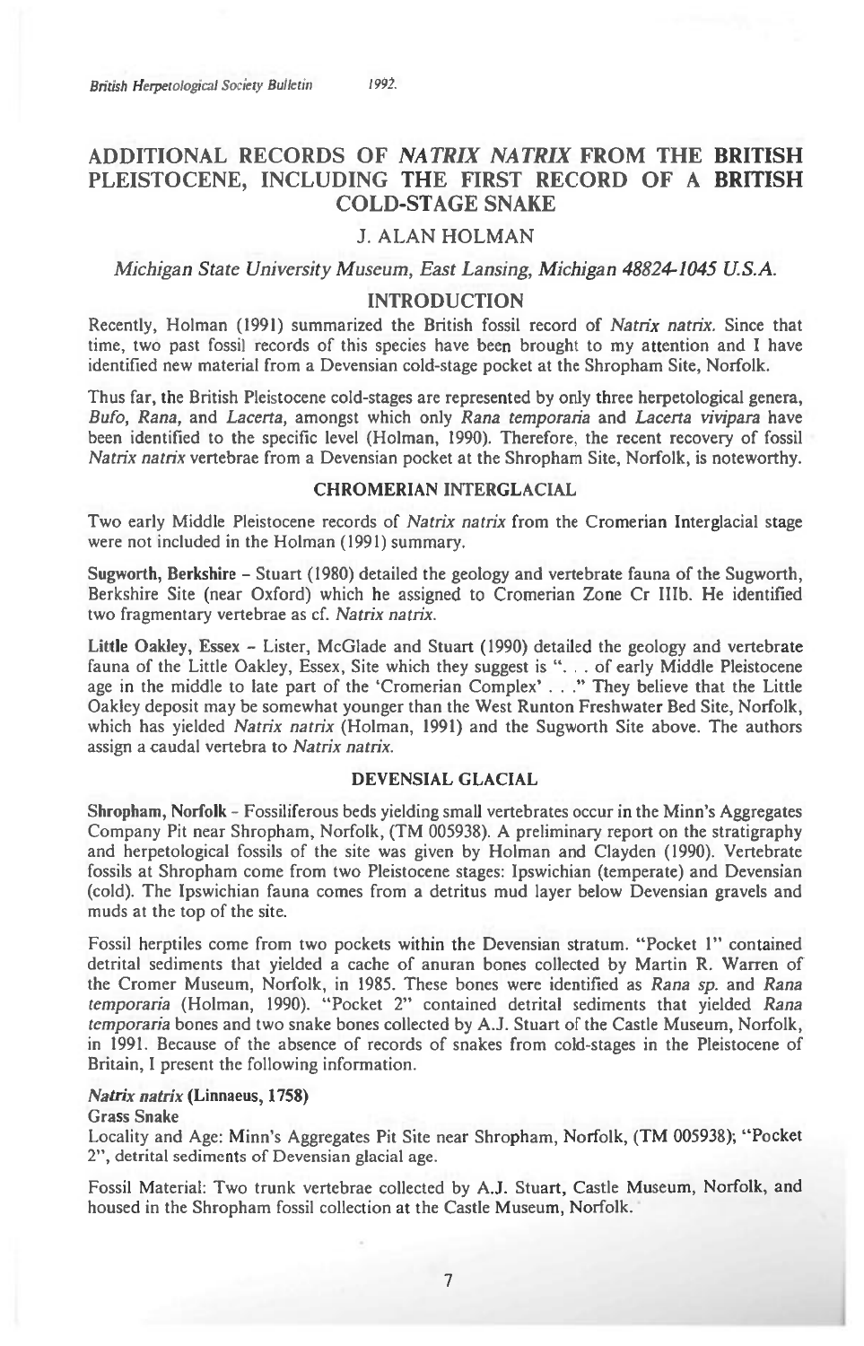# ADDITIONAL RECORDS OF *NATRIX NATRIX* FROM THE BRITISH PLEISTOCENE, INCLUDING THE FIRST RECORD OF A BRITISH COLD-STAGE SNAKE

### J. ALAN HOLMAN

*Michigan State University Museum, East Lansing, Michigan 48824-1045 U.S.A.*

## INTRODUCTION

Recently, Holman (1991) summarized the British fossil record of *Natrix natrix*. Since that time, two past fossil records of this species have been brought to my attention and I have identified new material from a Devensian cold-stage pocket at the Shropham Site, Norfolk.

Thus far, the British Pleistocene cold-stages are represented by only three herpetological genera, *Bufo, Rana,* and *Lacerta,* amongst which only *Rana temporaria* and *Lacerta vivipara* have been identified to the specific level (Holman, 1990). Therefore, the recent recovery of fossil *Natrix natrix* vertebrae from a Devensian pocket at the Shropham Site, Norfolk, is noteworthy.

## CHROMERIAN INTERGLACIAL

Two early Middle Pleistocene records of *Natrix natrix* from the Cromerian Interglacial stage were not included in the Holman (1991) summary.

**Sugworth, Berkshire** – Stuart (1980) detailed the geology and vertebrate fauna of the Sugworth, Berkshire Site (near Oxford) which he assigned to Cromerian Zone Cr IIIb. He identified two fragmentary vertebrae as cf. *Natrix natrix*.

**Little Oakley, Essex** – Lister, McGlade and Stuart (1990) detailed the geology and vertebrate fauna of the Little Oakley, Essex, Site which they suggest is ". . . of early Middle Pleistocene age in the middle to late part of the 'Cromerian Complex' . . ." They believe that the Little Oakley deposit may be somewhat younger than the West Runton Freshwater Bed Site, Norfolk, which has yielded *Natrix natrix* (Holman, 1991) and the Sugworth Site above. The authors assign a caudal vertebra to *Natrix natrix*.

## DEVENSIAL GLACIAL

**Shropham, Norfolk** – Fossiliferous beds yielding small vertebrates occur in the Minn's Aggregates Company Pit near Shropham, Norfolk, (TM 005938). A preliminary report on the stratigraphy and herpetological fossils of the site was given by Holman and Clayden (1990). Vertebrate fossils at Shropham come from two Pleistocene stages: Ipswichian (temperate) and Devensian (cold). The Ipswichian fauna comes from a detritus mud layer below Devensian gravels and muds at the top of the site.

Fossil herptiles come from two pockets within the Devensian stratum. "Pocket 1" contained detrital sediments that yielded a cache of anuran bones collected by Martin R. Warren of the Cromer Museum, Norfolk, in 1985. These bones were identified as *Rana sp.* and *Rana temporaria* (Holman, 1990). "Pocket 2" contained detrital sediments that yielded *Rana temporaria* bones and two snake bones collected by A.J. Stuart of the Castle Museum, Norfolk, in 1991. Because of the absence of records of snakes from cold-stages in the Pleistocene of Britain, I present the following information.

***Natrix natrix* (Linnaeus, 1758)**

**Grass Snake**

Locality and Age: Minn's Aggregates Pit Site near Shropham, Norfolk, (TM 005938); "Pocket 2", detrital sediments of Devensian glacial age.

Fossil Material: Two trunk vertebrae collected by A.J. Stuart, Castle Museum, Norfolk, and housed in the Shropham fossil collection at the Castle Museum, Norfolk.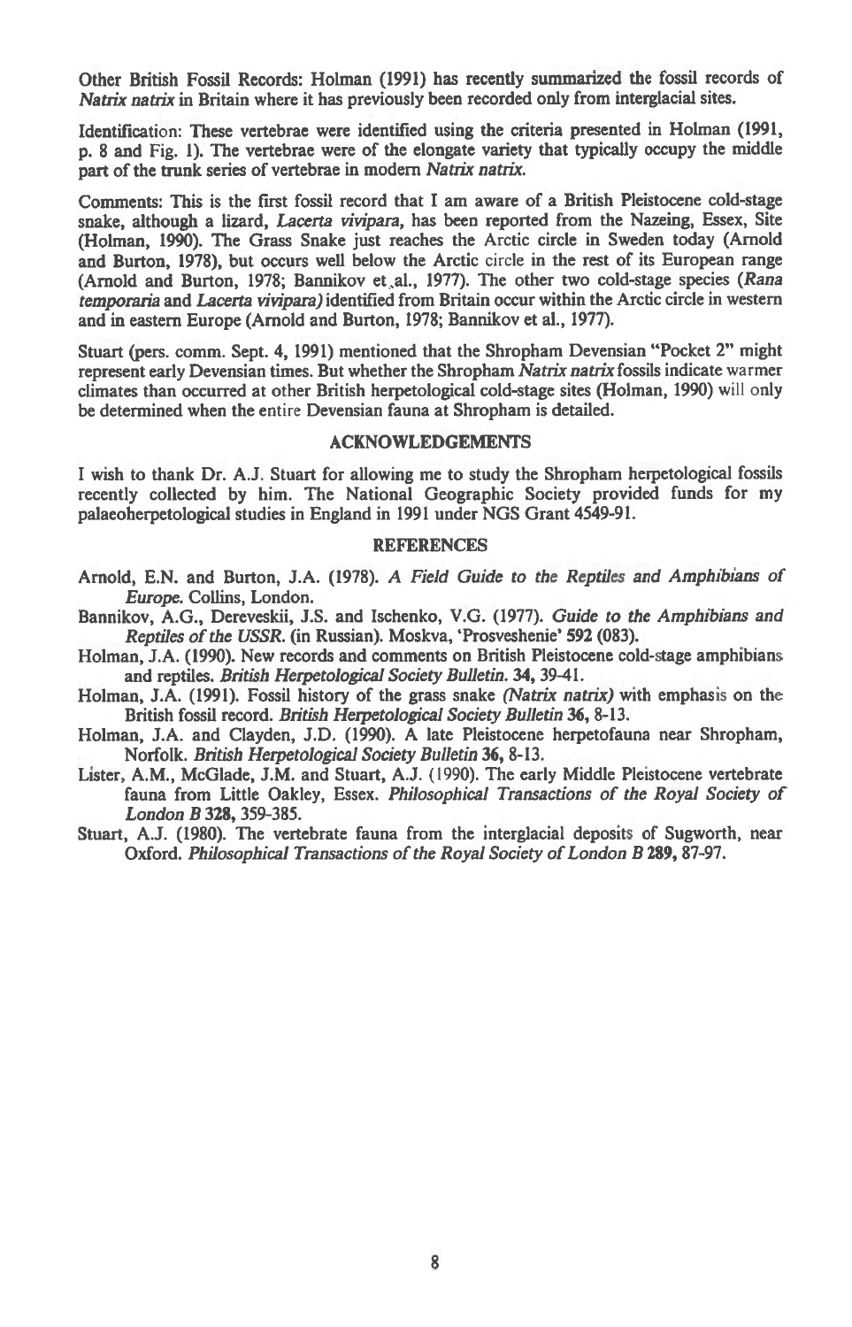Other British Fossil Records: Holman (1991) has recently summarized the fossil records of *Natrix natrix* in Britain where it has previously been recorded only from interglacial sites.

Identification: These vertebrae were identified using the criteria presented in Holman (1991, p. 8 and Fig. 1). The vertebrae were of the elongate variety that typically occupy the middle part of the trunk series of vertebrae in modern *Natrix natrix*.

Comments: This is the first fossil record that I am aware of a British Pleistocene cold-stage snake, although a lizard, *Lacerta vivipara*, has been reported from the Nazeing, Essex, Site (Holman, 1990). The Grass Snake just reaches the Arctic circle in Sweden today (Arnold and Burton, 1978), but occurs well below the Arctic circle in the rest of its European range (Arnold and Burton, 1978; Bannikov et al., 1977). The other two cold-stage species (*Rana temporaria* and *Lacerta vivipara*) identified from Britain occur within the Arctic circle in western and in eastern Europe (Arnold and Burton, 1978; Bannikov et al., 1977).

Stuart (pers. comm. Sept. 4, 1991) mentioned that the Shropham Devensian "Pocket 2" might represent early Devensian times. But whether the Shropham *Natrix natrix* fossils indicate warmer climates than occurred at other British herpetological cold-stage sites (Holman, 1990) will only be determined when the entire Devensian fauna at Shropham is detailed.

## ACKNOWLEDGEMENTS

I wish to thank Dr. A.J. Stuart for allowing me to study the Shropham herpetological fossils recently collected by him. The National Geographic Society provided funds for my palaeoherpetological studies in England in 1991 under NGS Grant 4549-91.

## REFERENCES

Arnold, E.N. and Burton, J.A. (1978). *A Field Guide to the Reptiles and Amphibians of Europe.* Collins, London.

Bannikov, A.G., Dereveskii, J.S. and Ischenko, V.G. (1977). *Guide to the Amphibians and Reptiles of the USSR.* (in Russian). Moskva, 'Prosveshenie' **592** (083).

Holman, J.A. (1990). New records and comments on British Pleistocene cold-stage amphibians and reptiles. *British Herpetological Society Bulletin.* **34**, 39-41.

Holman, J.A. (1991). Fossil history of the grass snake *(Natrix natrix)* with emphasis on the British fossil record. *British Herpetological Society Bulletin* **36**, 8-13.

Holman, J.A. and Clayden, J.D. (1990). A late Pleistocene herpetofauna near Shropham, Norfolk. *British Herpetological Society Bulletin* **36**, 8-13.

Lister, A.M., McGlade, J.M. and Stuart, A.J. (1990). The early Middle Pleistocene vertebrate fauna from Little Oakley, Essex. *Philosophical Transactions of the Royal Society of London B* **328**, 359-385.

Stuart, A.J. (1980). The vertebrate fauna from the interglacial deposits of Sugworth, near Oxford. *Philosophical Transactions of the Royal Society of London B* **289**, 87-97.